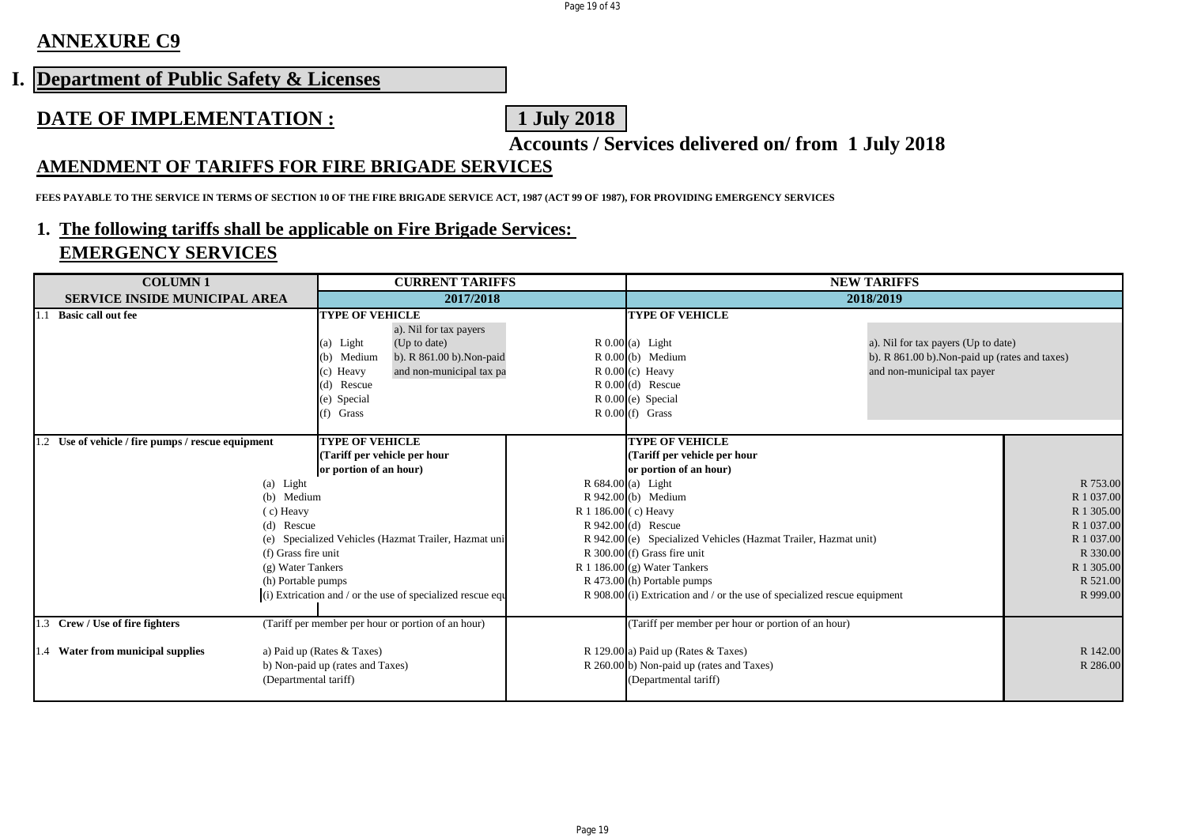## ANNEXURE C9

# I. Department of Public Safety & Licenses

## DATE OF IMPLEMENTATION : 1 July 2018

**Accounts / Services delivered on/ from 1 July 2018**

## AMENDMENT OF TARIFFS FOR FIRE BRIGADE SERVICES

**FEES PAYABLE TO THE SERVICE IN TERMS OF SECTION 10 OF THE FIRE BRIGADE SERVICE ACT, 1987 (ACT 99 OF 1987), FOR PROVIDING EMERGENCY SERVICES**

### 1. The following tariffs shall be applicable on Fire Brigade Services:

### EMERGENCY SERVICES

| COLUMN 1 | CURRENT TARIFFS | | | NEW TARIFFS | | |
|---|---|---|---|---|---|---|
| SERVICE INSIDE MUNICIPAL AREA | 2017/2018 | | | 2018/2019 | | |
| **1.1 Basic call out fee** | **TYPE OF VEHICLE** | | | **TYPE OF VEHICLE** | | |
| | (a) Light | a). Nil for tax payers (Up to date) | R 0.00 | (a) Light | a). Nil for tax payers (Up to date) | |
| | (b) Medium | b). R 861.00 b).Non-paid | R 0.00 | (b) Medium | b). R 861.00 b).Non-paid up (rates and taxes) | |
| | (c) Heavy | and non-municipal tax pa | R 0.00 | (c) Heavy | and non-municipal tax payer | |
| | (d) Rescue | | R 0.00 | (d) Rescue | | |
| | (e) Special | | R 0.00 | (e) Special | | |
| | (f) Grass | | R 0.00 | (f) Grass | | |
| **1.2 Use of vehicle / fire pumps / rescue equipment** | **TYPE OF VEHICLE (Tariff per vehicle per hour or portion of an hour)** | | | **TYPE OF VEHICLE (Tariff per vehicle per hour or portion of an hour)** | | |
| | (a) Light | | R 684.00 | (a) Light | | R 753.00 |
| | (b) Medium | | R 942.00 | (b) Medium | | R 1 037.00 |
| | ( c) Heavy | | R 1 186.00 | ( c) Heavy | | R 1 305.00 |
| | (d) Rescue | | R 942.00 | (d) Rescue | | R 1 037.00 |
| | (e) Specialized Vehicles (Hazmat Trailer, Hazmat uni | | R 942.00 | (e) Specialized Vehicles (Hazmat Trailer, Hazmat unit) | | R 1 037.00 |
| | (f) Grass fire unit | | R 300.00 | (f) Grass fire unit | | R 330.00 |
| | (g) Water Tankers | | R 1 186.00 | (g) Water Tankers | | R 1 305.00 |
| | (h) Portable pumps | | R 473.00 | (h) Portable pumps | | R 521.00 |
| | (i) Extrication and / or the use of specialized rescue equ | | R 908.00 | (i) Extrication and / or the use of specialized rescue equipment | | R 999.00 |
| **1.3 Crew / Use of fire fighters** | (Tariff per member per hour or portion of an hour) | | | (Tariff per member per hour or portion of an hour) | | |
| **1.4 Water from municipal supplies** | a) Paid up (Rates & Taxes) | | R 129.00 | a) Paid up (Rates & Taxes) | | R 142.00 |
| | b) Non-paid up (rates and Taxes) | | R 260.00 | b) Non-paid up (rates and Taxes) | | R 286.00 |
| | (Departmental tariff) | | | (Departmental tariff) | | |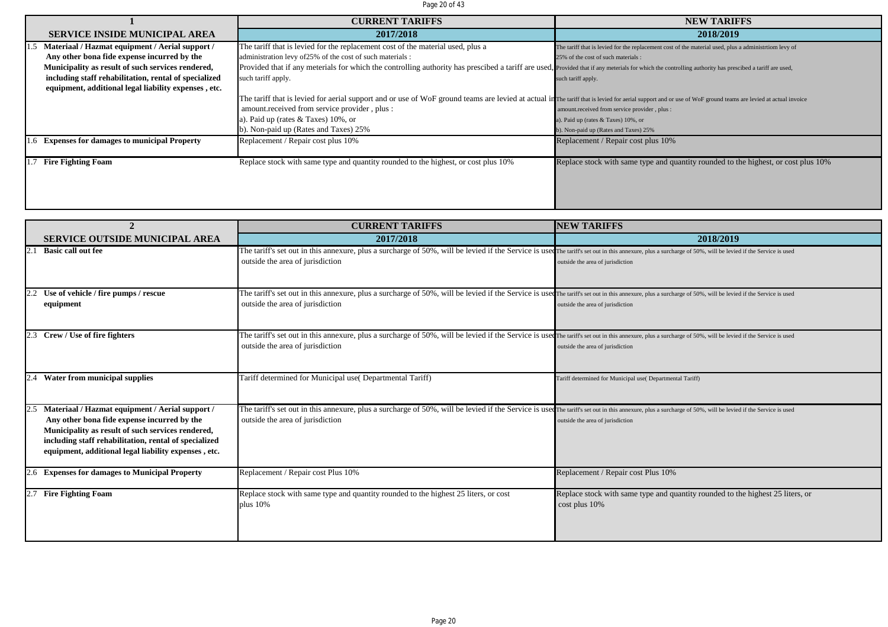| 1 | CURRENT TARIFFS | NEW TARIFFS |
|---|---|---|
| **SERVICE INSIDE MUNICIPAL AREA** | **2017/2018** | **2018/2019** |
| 1.5 **Materiaal / Hazmat equipment / Aerial support / Any other bona fide expense incurred by the Municipality as result of such services rendered, including staff rehabilitation, rental of specialized equipment, additional legal liability expenses , etc.** | The tariff that is levied for the replacement cost of the material used, plus a administration levy of25% of the cost of such materials : Provided that if any meterials for which the controlling authority has prescibed a tariff are used, such tariff apply. The tariff that is levied for aerial support and or use of WoF ground teams are levied at actual in amount.received from service provider , plus : a). Paid up (rates & Taxes) 10%, or b). Non-paid up (Rates and Taxes) 25% | The tariff that is levied for the replacement cost of the material used, plus a administrtiom levy of 25% of the cost of such materials : Provided that if any meterials for which the controlling authority has prescibed a tariff are used, such tariff apply. The tariff that is levied for aerial support and or use of WoF ground teams are levied at actual invoice amount.received from service provider , plus : a). Paid up (rates & Taxes) 10%, or b). Non-paid up (Rates and Taxes) 25% |
| 1.6 **Expenses for damages to municipal Property** | Replacement / Repair cost plus 10% | Replacement / Repair cost plus 10% |
| 1.7 **Fire Fighting Foam** | Replace stock with same type and quantity rounded to the highest, or cost plus 10% | Replace stock with same type and quantity rounded to the highest, or cost plus 10% |

| 2 | CURRENT TARIFFS | NEW TARIFFS |
|---|---|---|
| **SERVICE OUTSIDE MUNICIPAL AREA** | **2017/2018** | **2018/2019** |
| 2.1 **Basic call out fee** | The tariff's set out in this annexure, plus a surcharge of 50%, will be levied if the Service is used outside the area of jurisdiction | The tariff's set out in this annexure, plus a surcharge of 50%, will be levied if the Service is used outside the area of jurisdiction |
| 2.2 **Use of vehicle / fire pumps / rescue equipment** | The tariff's set out in this annexure, plus a surcharge of 50%, will be levied if the Service is used outside the area of jurisdiction | The tariff's set out in this annexure, plus a surcharge of 50%, will be levied if the Service is used outside the area of jurisdiction |
| 2.3 **Crew / Use of fire fighters** | The tariff's set out in this annexure, plus a surcharge of 50%, will be levied if the Service is used outside the area of jurisdiction | The tariff's set out in this annexure, plus a surcharge of 50%, will be levied if the Service is used outside the area of jurisdiction |
| 2.4 **Water from municipal supplies** | Tariff determined for Municipal use( Departmental Tariff) | Tariff determined for Municipal use( Departmental Tariff) |
| 2.5 **Materiaal / Hazmat equipment / Aerial support / Any other bona fide expense incurred by the Municipality as result of such services rendered, including staff rehabilitation, rental of specialized equipment, additional legal liability expenses , etc.** | The tariff's set out in this annexure, plus a surcharge of 50%, will be levied if the Service is used outside the area of jurisdiction | The tariff's set out in this annexure, plus a surcharge of 50%, will be levied if the Service is used outside the area of jurisdiction |
| 2.6 **Expenses for damages to Municipal Property** | Replacement / Repair cost Plus 10% | Replacement / Repair cost Plus 10% |
| 2.7 **Fire Fighting Foam** | Replace stock with same type and quantity rounded to the highest 25 liters, or cost plus 10% | Replace stock with same type and quantity rounded to the highest 25 liters, or cost plus 10% |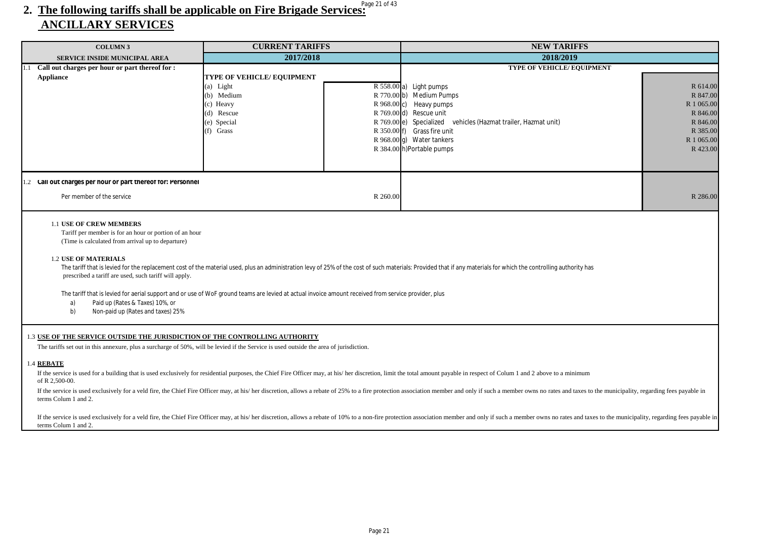## 2. The following tariffs shall be applicable on Fire Brigade Services:

## ANCILLARY SERVICES

| COLUMN 3 | CURRENT TARIFFS | | NEW TARIFFS | |
|---|---|---|---|---|
| SERVICE INSIDE MUNICIPAL AREA | 2017/2018 | | 2018/2019 | |
| 1.1 Call out charges per hour or part thereof for : | | | TYPE OF VEHICLE/ EQUIPMENT | |
| Appliance | TYPE OF VEHICLE/ EQUIPMENT | | | |
| | (a) Light | R 558.00 | a) Light pumps | R 614.00 |
| | (b) Medium | R 770.00 | b) Medium Pumps | R 847.00 |
| | (c) Heavy | R 968.00 | c) Heavy pumps | R 1 065.00 |
| | (d) Rescue | R 769.00 | d) Rescue unit | R 846.00 |
| | (e) Special | R 769.00 | e) Specialized vehicles (Hazmat trailer, Hazmat unit) | R 846.00 |
| | (f) Grass | R 350.00 | f) Grass fire unit | R 385.00 |
| | | R 968.00 | g) Water tankers | R 1 065.00 |
| | | R 384.00 | h)Portable pumps | R 423.00 |
| 1.2 Call out charges per hour or part thereof for: Personnel | | | | |
| Per member of the service | | R 260.00 | | R 286.00 |

**1.1 USE OF CREW MEMBERS**

Tariff per member is for an hour or portion of an hour
(Time is calculated from arrival up to departure)

**1.2 USE OF MATERIALS**

The tariff that is levied for the replacement cost of the material used, plus an administration levy of 25% of the cost of such materials: Provided that if any materials for which the controlling authority has prescribed a tariff are used, such tariff will apply.

The tariff that is levied for aerial support and or use of WoF ground teams are levied at actual invoice amount received from service provider, plus

a) Paid up (Rates & Taxes) 10%, or
b) Non-paid up (Rates and taxes) 25%

**1.3 USE OF THE SERVICE OUTSIDE THE JURISDICTION OF THE CONTROLLING AUTHORITY**

The tariffs set out in this annexure, plus a surcharge of 50%, will be levied if the Service is used outside the area of jurisdiction.

**1.4 REBATE**

If the service is used for a building that is used exclusively for residential purposes, the Chief Fire Officer may, at his/ her discretion, limit the total amount payable in respect of Colum 1 and 2 above to a minimum of R 2,500-00.

If the service is used exclusively for a veld fire, the Chief Fire Officer may, at his/ her discretion, allows a rebate of 25% to a fire protection association member and only if such a member owns no rates and taxes to the municipality, regarding fees payable in terms Colum 1 and 2.

If the service is used exclusively for a veld fire, the Chief Fire Officer may, at his/ her discretion, allows a rebate of 10% to a non-fire protection association member and only if such a member owns no rates and taxes to the municipality, regarding fees payable in terms Colum 1 and 2.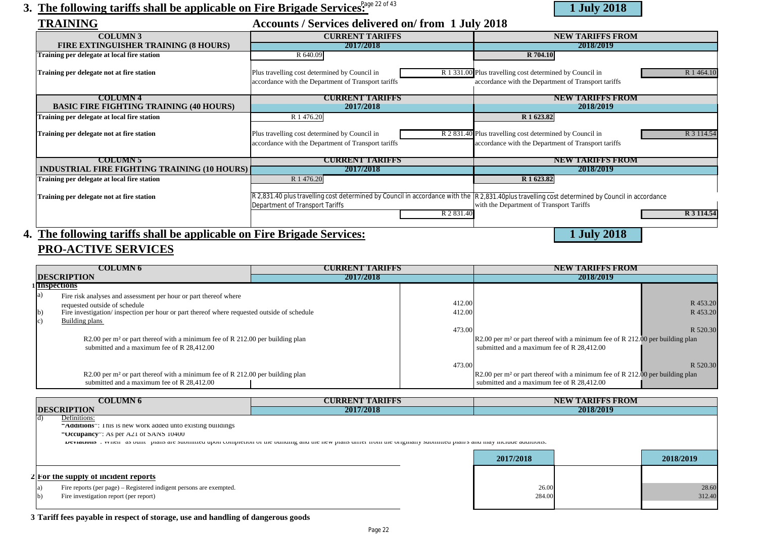## 3. The following tariffs shall be applicable on Fire Brigade Services:

**1 July 2018**

### TRAINING

**Accounts / Services delivered on/ from 1 July 2018**

| COLUMN 3<br>FIRE EXTINGUISHER TRAINING (8 HOURS) | CURRENT TARIFFS<br>2017/2018 | | NEW TARIFFS FROM<br>2018/2019 | |
|---|---|---|---|---|
| Training per delegate at local fire station | R 640.09 | | R 704.10 | |
| Training per delegate not at fire station | Plus travelling cost determined by Council in accordance with the Department of Transport tariffs | R 1 331.00 | Plus travelling cost determined by Council in accordance with the Department of Transport tariffs | R 1 464.10 |

| COLUMN 4<br>BASIC FIRE FIGHTING TRAINING (40 HOURS) | CURRENT TARIFFS<br>2017/2018 | | NEW TARIFFS FROM<br>2018/2019 | |
|---|---|---|---|---|
| Training per delegate at local fire station | R 1 476.20 | | R 1 623.82 | |
| Training per delegate not at fire station | Plus travelling cost determined by Council in accordance with the Department of Transport tariffs | R 2 831.40 | Plus travelling cost determined by Council in accordance with the Department of Transport tariffs | R 3 114.54 |

| COLUMN 5<br>INDUSTRIAL FIRE FIGHTING TRAINING (10 HOURS) | CURRENT TARIFFS<br>2017/2018 | | NEW TARIFFS FROM<br>2018/2019 | |
|---|---|---|---|---|
| Training per delegate at local fire station | R 1 476.20 | | R 1 623.82 | |
| Training per delegate not at fire station | R 2,831.40 plus travelling cost determined by Council in accordance with the Department of Transport Tariffs | R 2 831.40 | R 2,831.40plus travelling cost determined by Council in accordance with the Department of Transport Tariffs | R 3 114.54 |

## 4. The following tariffs shall be applicable on Fire Brigade Services:

**1 July 2018**

### PRO-ACTIVE SERVICES

| COLUMN 6<br>DESCRIPTION | CURRENT TARIFFS<br>2017/2018 | | NEW TARIFFS FROM<br>2018/2019 | |
|---|---|---|---|---|
| **1 Inspections** | | | | |
| a) Fire risk analyses and assessment per hour or part thereof where requested outside of schedule | | 412.00 | | R 453.20 |
| b) Fire investigation/ inspection per hour or part thereof where requested outside of schedule | | 412.00 | | R 453.20 |
| c) Building plans | | 473.00 | | R 520.30 |
| R2.00 per m² or part thereof with a minimum fee of R 212.00 per building plan submitted and a maximum fee of R 28,412.00 | | | R2.00 per m² or part thereof with a minimum fee of R 212.00 per building plan submitted and a maximum fee of R 28,412.00 | |
| | | 473.00 | | R 520.30 |
| R2.00 per m² or part thereof with a minimum fee of R 212.00 per building plan submitted and a maximum fee of R 28,412.00 | | | R2.00 per m² or part thereof with a minimum fee of R 212.00 per building plan submitted and a maximum fee of R 28,412.00 | |

| COLUMN 6<br>DESCRIPTION | CURRENT TARIFFS<br>2017/2018 | | NEW TARIFFS FROM<br>2018/2019 | |
|---|---|---|---|---|
| d) Definitions:<br>"Additions": This is new work added unto existing buildings<br>"Occupancy": As per A21 of SANS 10400<br>"Deviations": When "as built" plans are submitted upon completion of the building and the new plans differ from the originally submitted plan/s and may include additions. | | | | |
| | | 2017/2018 | | 2018/2019 |
| **2 For the supply of incident reports** | | | | |
| a) Fire reports (per page) – Registered indigent persons are exempted. | | 26.00 | | 28.60 |
| b) Fire investigation report (per report) | | 284.00 | | 312.40 |

**3 Tariff fees payable in respect of storage, use and handling of dangerous goods**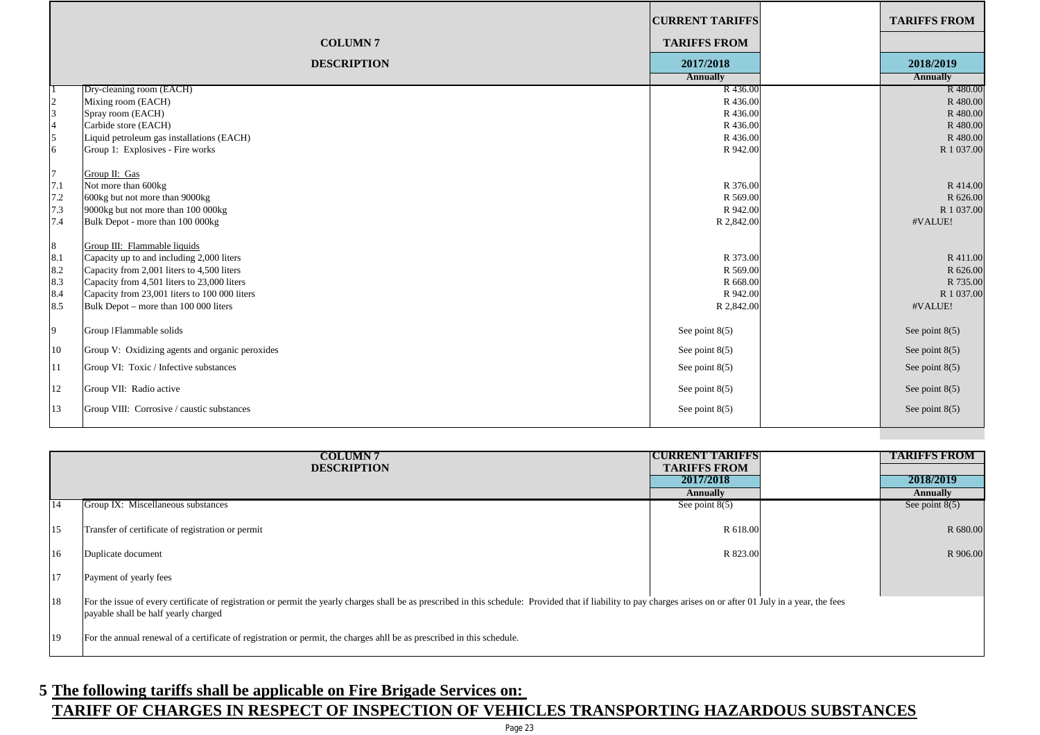| | COLUMN 7<br>DESCRIPTION | CURRENT TARIFFS<br>TARIFFS FROM<br>2017/2018<br>Annually | | TARIFFS FROM<br>2018/2019<br>Annually |
|---|---|---|---|---|
| 1 | Dry-cleaning room (EACH) | R 436.00 | | R 480.00 |
| 2 | Mixing room (EACH) | R 436.00 | | R 480.00 |
| 3 | Spray room (EACH) | R 436.00 | | R 480.00 |
| 4 | Carbide store (EACH) | R 436.00 | | R 480.00 |
| 5 | Liquid petroleum gas installations (EACH) | R 436.00 | | R 480.00 |
| 6 | Group 1: Explosives - Fire works | R 942.00 | | R 1 037.00 |
| 7 | Group II: Gas | | | |
| 7.1 | Not more than 600kg | R 376.00 | | R 414.00 |
| 7.2 | 600kg but not more than 9000kg | R 569.00 | | R 626.00 |
| 7.3 | 9000kg but not more than 100 000kg | R 942.00 | | R 1 037.00 |
| 7.4 | Bulk Depot - more than 100 000kg | R 2,842.00 | | #VALUE! |
| 8 | Group III: Flammable liquids | | | |
| 8.1 | Capacity up to and including 2,000 liters | R 373.00 | | R 411.00 |
| 8.2 | Capacity from 2,001 liters to 4,500 liters | R 569.00 | | R 626.00 |
| 8.3 | Capacity from 4,501 liters to 23,000 liters | R 668.00 | | R 735.00 |
| 8.4 | Capacity from 23,001 liters to 100 000 liters | R 942.00 | | R 1 037.00 |
| 8.5 | Bulk Depot – more than 100 000 liters | R 2,842.00 | | #VALUE! |
| 9 | Group IFlammable solids | See point 8(5) | | See point 8(5) |
| 10 | Group V: Oxidizing agents and organic peroxides | See point 8(5) | | See point 8(5) |
| 11 | Group VI: Toxic / Infective substances | See point 8(5) | | See point 8(5) |
| 12 | Group VII: Radio active | See point 8(5) | | See point 8(5) |
| 13 | Group VIII: Corrosive / caustic substances | See point 8(5) | | See point 8(5) |

| | COLUMN 7<br>DESCRIPTION | CURRENT TARIFFS<br>TARIFFS FROM<br>2017/2018<br>Annually | | TARIFFS FROM<br>2018/2019<br>Annually |
|---|---|---|---|---|
| 14 | Group IX: Miscellaneous substances | See point 8(5) | | See point 8(5) |
| 15 | Transfer of certificate of registration or permit | R 618.00 | | R 680.00 |
| 16 | Duplicate document | R 823.00 | | R 906.00 |
| 17 | Payment of yearly fees | | | |
| 18 | For the issue of every certificate of registration or permit the yearly charges shall be as prescribed in this schedule: Provided that if liability to pay charges arises on or after 01 July in a year, the fees payable shall be half yearly charged | | | |
| 19 | For the annual renewal of a certificate of registration or permit, the charges ahll be as prescribed in this schedule. | | | |

## 5 The following tariffs shall be applicable on Fire Brigade Services on:

## TARIFF OF CHARGES IN RESPECT OF INSPECTION OF VEHICLES TRANSPORTING HAZARDOUS SUBSTANCES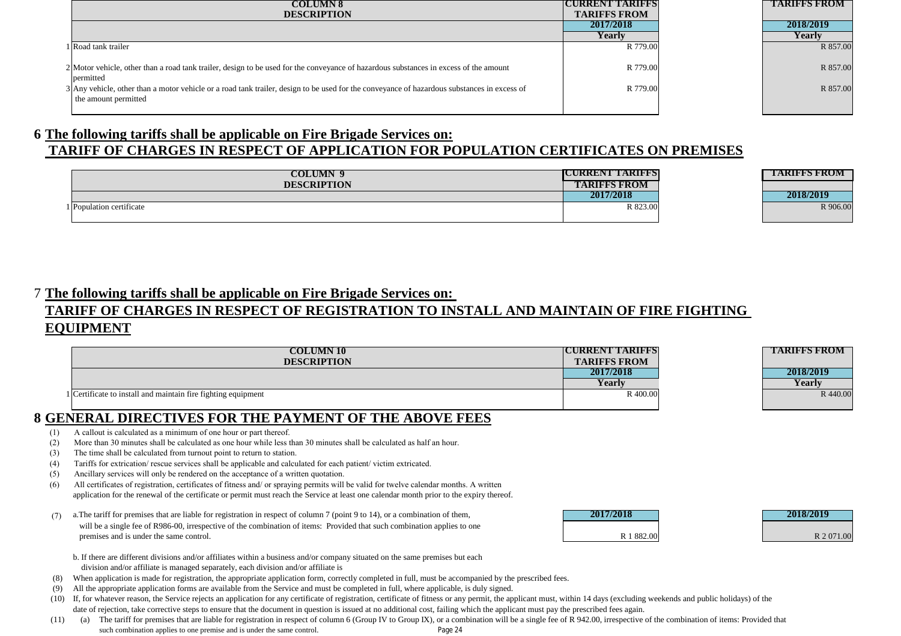| | COLUMN 8 DESCRIPTION | CURRENT TARIFFS TARIFFS FROM | TARIFFS FROM |
|---|---|---|---|
| | | 2017/2018 | 2018/2019 |
| | | Yearly | Yearly |
| 1 | Road tank trailer | R 779.00 | R 857.00 |
| 2 | Motor vehicle, other than a road tank trailer, design to be used for the conveyance of hazardous substances in excess of the amount permitted | R 779.00 | R 857.00 |
| 3 | Any vehicle, other than a motor vehicle or a road tank trailer, design to be used for the conveyance of hazardous substances in excess of the amount permitted | R 779.00 | R 857.00 |

## 6 The following tariffs shall be applicable on Fire Brigade Services on:
## TARIFF OF CHARGES IN RESPECT OF APPLICATION FOR POPULATION CERTIFICATES ON PREMISES

| | COLUMN 9 DESCRIPTION | CURRENT TARIFFS TARIFFS FROM | TARIFFS FROM |
|---|---|---|---|
| | | 2017/2018 | 2018/2019 |
| 1 | Population certificate | R 823.00 | R 906.00 |

## 7 The following tariffs shall be applicable on Fire Brigade Services on:
## TARIFF OF CHARGES IN RESPECT OF REGISTRATION TO INSTALL AND MAINTAIN OF FIRE FIGHTING EQUIPMENT

| | COLUMN 10 DESCRIPTION | CURRENT TARIFFS TARIFFS FROM | TARIFFS FROM |
|---|---|---|---|
| | | 2017/2018 | 2018/2019 |
| | | Yearly | Yearly |
| 1 | Certificate to install and maintain fire fighting equipment | R 400.00 | R 440.00 |

## 8 GENERAL DIRECTIVES FOR THE PAYMENT OF THE ABOVE FEES

(1) A callout is calculated as a minimum of one hour or part thereof.

(2) More than 30 minutes shall be calculated as one hour while less than 30 minutes shall be calculated as half an hour.

(3) The time shall be calculated from turnout point to return to station.

(4) Tariffs for extrication/ rescue services shall be applicable and calculated for each patient/ victim extricated.

(5) Ancillary services will only be rendered on the acceptance of a written quotation.

(6) All certificates of registration, certificates of fitness and/ or spraying permits will be valid for twelve calendar months. A written application for the renewal of the certificate or permit must reach the Service at least one calendar month prior to the expiry thereof.

(7) a.The tariff for premises that are liable for registration in respect of column 7 (point 9 to 14), or a combination of them, will be a single fee of R986-00, irrespective of the combination of items: Provided that such combination applies to one premises and is under the same control.

| 2017/2018 | 2018/2019 |
|---|---|
| R 1 882.00 | R 2 071.00 |

b. If there are different divisions and/or affiliates within a business and/or company situated on the same premises but each division and/or affiliate is managed separately, each division and/or affiliate is

(8) When application is made for registration, the appropriate application form, correctly completed in full, must be accompanied by the prescribed fees.

(9) All the appropriate application forms are available from the Service and must be completed in full, where applicable, is duly signed.

(10) If, for whatever reason, the Service rejects an application for any certificate of registration, certificate of fitness or any permit, the applicant must, within 14 days (excluding weekends and public holidays) of the date of rejection, take corrective steps to ensure that the document in question is issued at no additional cost, failing which the applicant must pay the prescribed fees again.

(11) (a) The tariff for premises that are liable for registration in respect of column 6 (Group IV to Group IX), or a combination will be a single fee of R 942.00, irrespective of the combination of items: Provided that such combination applies to one premise and is under the same control.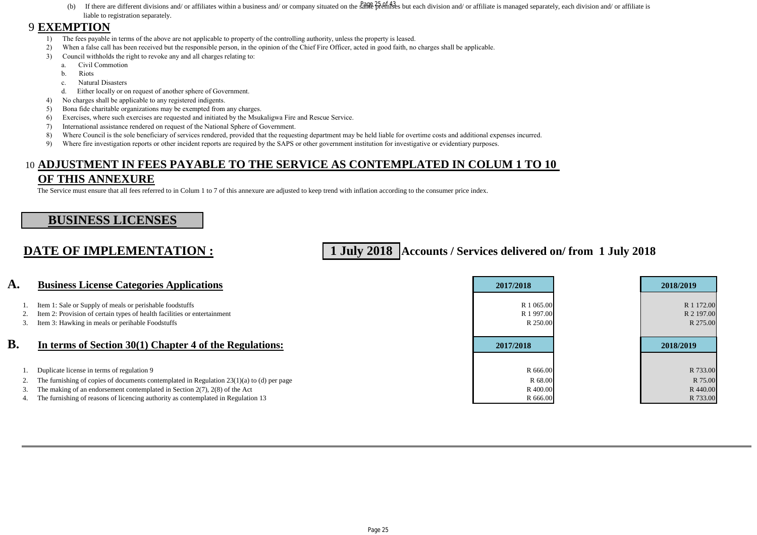(b) If there are different divisions and/ or affiliates within a business and/ or company situated on the same premises but each division and/ or affiliate is managed separately, each division and/ or affiliate is liable to registration separately.

## 9 EXEMPTION

1) The fees payable in terms of the above are not applicable to property of the controlling authority, unless the property is leased.
2) When a false call has been received but the responsible person, in the opinion of the Chief Fire Officer, acted in good faith, no charges shall be applicable.
3) Council withholds the right to revoke any and all charges relating to:
   a. Civil Commotion
   b. Riots
   c. Natural Disasters
   d. Either locally or on request of another sphere of Government.
4) No charges shall be applicable to any registered indigents.
5) Bona fide charitable organizations may be exempted from any charges.
6) Exercises, where such exercises are requested and initiated by the Msukaligwa Fire and Rescue Service.
7) International assistance rendered on request of the National Sphere of Government.
8) Where Council is the sole beneficiary of services rendered, provided that the requesting department may be held liable for overtime costs and additional expenses incurred.
9) Where fire investigation reports or other incident reports are required by the SAPS or other government institution for investigative or evidentiary purposes.

## 10 ADJUSTMENT IN FEES PAYABLE TO THE SERVICE AS CONTEMPLATED IN COLUM 1 TO 10 OF THIS ANNEXURE

The Service must ensure that all fees referred to in Colum 1 to 7 of this annexure are adjusted to keep trend with inflation according to the consumer price index.

# BUSINESS LICENSES

## DATE OF IMPLEMENTATION : 1 July 2018 Accounts / Services delivered on/ from 1 July 2018

| | | 2017/2018 | 2018/2019 |
|---|---|---|---|
| **A.** | **Business License Categories Applications** | | |
| 1. | Item 1: Sale or Supply of meals or perishable foodstuffs | R 1 065.00 | R 1 172.00 |
| 2. | Item 2: Provision of certain types of health facilities or entertainment | R 1 997.00 | R 2 197.00 |
| 3. | Item 3: Hawking in meals or perihable Foodstuffs | R 250.00 | R 275.00 |
| **B.** | **In terms of Section 30(1) Chapter 4 of the Regulations:** | **2017/2018** | **2018/2019** |
| 1. | Duplicate license in terms of regulation 9 | R 666.00 | R 733.00 |
| 2. | The furnishing of copies of documents contemplated in Regulation 23(1)(a) to (d) per page | R 68.00 | R 75.00 |
| 3. | The making of an endorsement contemplated in Section 2(7), 2(8) of the Act | R 400.00 | R 440.00 |
| 4. | The furnishing of reasons of licencing authority as contemplated in Regulation 13 | R 666.00 | R 733.00 |